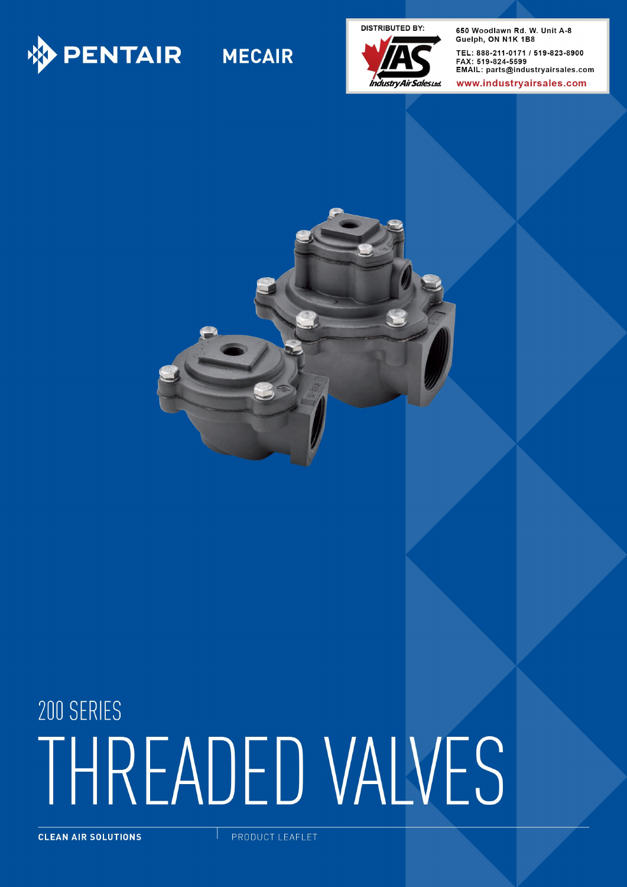PENTAIR MECAIR

DISTRIBUTED BY:

IAS Industry Air Sales Ltd.

650 Woodlawn Rd. W. Unit A-8
Guelph, ON N1K 1B8

TEL: 888-211-0171 / 519-823-8900
FAX: 519-824-5599
EMAIL: parts@industryairsales.com

www.industryairsales.com

## 200 SERIES

# THREADED VALVES

**CLEAN AIR SOLUTIONS** | PRODUCT LEAFLET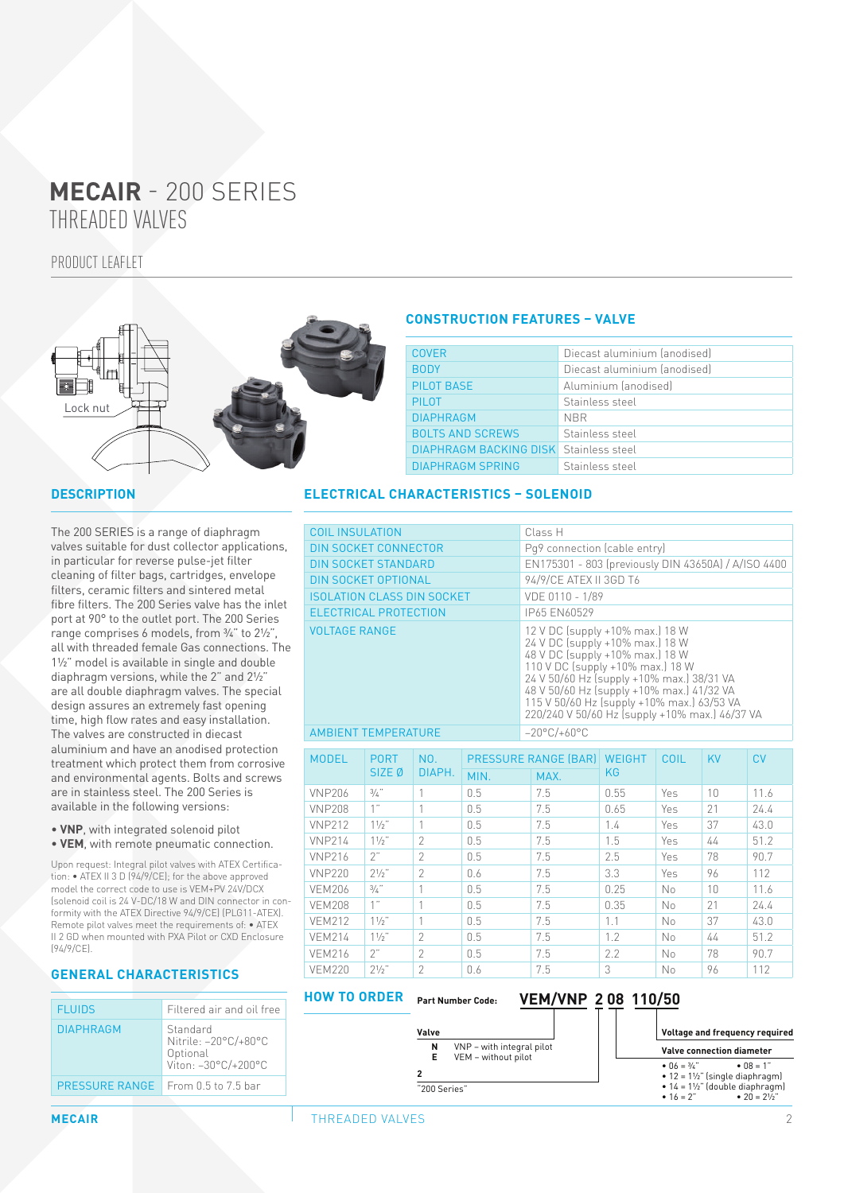# MECAIR - 200 SERIES
# THREADED VALVES

PRODUCT LEAFLET

Lock nut

## CONSTRUCTION FEATURES – VALVE

| | |
|---|---|
| COVER | Diecast aluminium (anodised) |
| BODY | Diecast aluminium (anodised) |
| PILOT BASE | Aluminium (anodised) |
| PILOT | Stainless steel |
| DIAPHRAGM | NBR |
| BOLTS AND SCREWS | Stainless steel |
| DIAPHRAGM BACKING DISK | Stainless steel |
| DIAPHRAGM SPRING | Stainless steel |

## DESCRIPTION

The 200 SERIES is a range of diaphragm valves suitable for dust collector applications, in particular for reverse pulse-jet filter cleaning of filter bags, cartridges, envelope filters, ceramic filters and sintered metal fibre filters. The 200 Series valve has the inlet port at 90° to the outlet port. The 200 Series range comprises 6 models, from ¾" to 2½", all with threaded female Gas connections. The 1½" model is available in single and double diaphragm versions, while the 2" and 2½" are all double diaphragm valves. The special design assures an extremely fast opening time, high flow rates and easy installation. The valves are constructed in diecast aluminium and have an anodised protection treatment which protect them from corrosive and environmental agents. Bolts and screws are in stainless steel. The 200 Series is available in the following versions:

- **VNP**, with integrated solenoid pilot
- **VEM**, with remote pneumatic connection.

Upon request: Integral pilot valves with ATEX Certification: • ATEX II 3 D (94/9/CE); for the above approved model the correct code to use is VEM+PV 24V/DCX (solenoid coil is 24 V-DC/18 W and DIN connector in conformity with the ATEX Directive 94/9/CE) (PLG11-ATEX). Remote pilot valves meet the requirements of: • ATEX II 2 GD when mounted with PXA Pilot or CXD Enclosure (94/9/CE).

## GENERAL CHARACTERISTICS

| | |
|---|---|
| FLUIDS | Filtered air and oil free |
| DIAPHRAGM | Standard<br>Nitrile: -20°C/+80°C<br>Optional<br>Viton: -30°C/+200°C |
| PRESSURE RANGE | From 0.5 to 7.5 bar |

## ELECTRICAL CHARACTERISTICS – SOLENOID

| | |
|---|---|
| COIL INSULATION | Class H |
| DIN SOCKET CONNECTOR | Pg9 connection (cable entry) |
| DIN SOCKET STANDARD | EN175301 - 803 (previously DIN 43650A) / A/ISO 4400 |
| DIN SOCKET OPTIONAL | 94/9/CE ATEX II 3GD T6 |
| ISOLATION CLASS DIN SOCKET | VDE 0110 - 1/89 |
| ELECTRICAL PROTECTION | IP65 EN60529 |
| VOLTAGE RANGE | 12 V DC (supply +10% max.) 18 W<br>24 V DC (supply +10% max.) 18 W<br>48 V DC (supply +10% max.) 18 W<br>110 V DC (supply +10% max.) 18 W<br>24 V 50/60 Hz (supply +10% max.) 38/31 VA<br>48 V 50/60 Hz (supply +10% max.) 41/32 VA<br>115 V 50/60 Hz (supply +10% max.) 63/53 VA<br>220/240 V 50/60 Hz (supply +10% max.) 46/37 VA |
| AMBIENT TEMPERATURE | -20°C/+60°C |

| MODEL | PORT SIZE Ø | NO. DIAPH. | PRESSURE RANGE (BAR) | | WEIGHT KG | COIL | KV | CV |
|---|---|---|---|---|---|---|---|---|
| | | | MIN. | MAX. | | | | |
| VNP206 | ¾" | 1 | 0.5 | 7.5 | 0.55 | Yes | 10 | 11.6 |
| VNP208 | 1" | 1 | 0.5 | 7.5 | 0.65 | Yes | 21 | 24.4 |
| VNP212 | 1½" | 1 | 0.5 | 7.5 | 1.4 | Yes | 37 | 43.0 |
| VNP214 | 1½" | 2 | 0.5 | 7.5 | 1.5 | Yes | 44 | 51.2 |
| VNP216 | 2" | 2 | 0.5 | 7.5 | 2.5 | Yes | 78 | 90.7 |
| VNP220 | 2½" | 2 | 0.6 | 7.5 | 3.3 | Yes | 96 | 112 |
| VEM206 | ¾" | 1 | 0.5 | 7.5 | 0.25 | No | 10 | 11.6 |
| VEM208 | 1" | 1 | 0.5 | 7.5 | 0.35 | No | 21 | 24.4 |
| VEM212 | 1½" | 1 | 0.5 | 7.5 | 1.1 | No | 37 | 43.0 |
| VEM214 | 1½" | 2 | 0.5 | 7.5 | 1.2 | No | 44 | 51.2 |
| VEM216 | 2" | 2 | 0.5 | 7.5 | 2.2 | No | 78 | 90.7 |
| VEM220 | 2½" | 2 | 0.6 | 7.5 | 3 | No | 96 | 112 |

## HOW TO ORDER

**Part Number Code:** **VEM/VNP 2 08 110/50**

**Valve**
- **N** VNP – with integral pilot
- **E** VEM – without pilot

**2**
"200 Series"

**Valve connection diameter**
- 06 = ¾"
- 08 = 1"
- 12 = 1½" (single diaphragm)
- 14 = 1½" (double diaphragm)
- 16 = 2"
- 20 = 2½"

**Voltage and frequency required**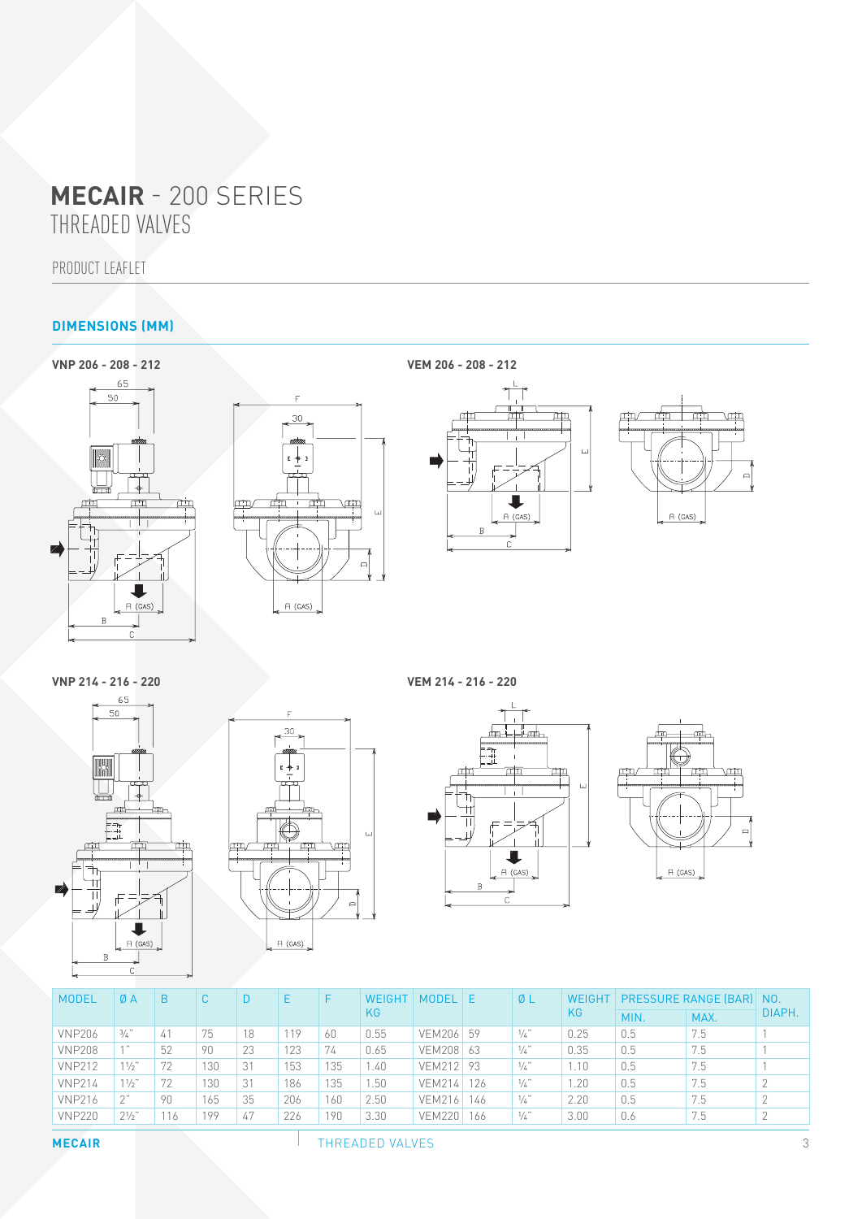# MECAIR - 200 SERIES
## THREADED VALVES

PRODUCT LEAFLET

### DIMENSIONS (MM)

**VNP 206 - 208 - 212**

**VEM 206 - 208 - 212**

**VNP 214 - 216 - 220**

**VEM 214 - 216 - 220**

| MODEL | Ø A | B | C | D | E | F | WEIGHT KG | MODEL | E | Ø L | WEIGHT KG | PRESSURE RANGE (BAR) | | NO. DIAPH. |
|---|---|---|---|---|---|---|---|---|---|---|---|---|---|---|
| | | | | | | | | | | | | MIN. | MAX. | |
| VNP206 | ¾" | 41 | 75 | 18 | 119 | 60 | 0.55 | VEM206 | 59 | ¼" | 0.25 | 0.5 | 7.5 | 1 |
| VNP208 | 1" | 52 | 90 | 23 | 123 | 74 | 0.65 | VEM208 | 63 | ¼" | 0.35 | 0.5 | 7.5 | 1 |
| VNP212 | 1½" | 72 | 130 | 31 | 153 | 135 | 1.40 | VEM212 | 93 | ¼" | 1.10 | 0.5 | 7.5 | 1 |
| VNP214 | 1½" | 72 | 130 | 31 | 186 | 135 | 1.50 | VEM214 | 126 | ¼" | 1.20 | 0.5 | 7.5 | 2 |
| VNP216 | 2" | 90 | 165 | 35 | 206 | 160 | 2.50 | VEM216 | 146 | ¼" | 2.20 | 0.5 | 7.5 | 2 |
| VNP220 | 2½" | 116 | 199 | 47 | 226 | 190 | 3.30 | VEM220 | 166 | ¼" | 3.00 | 0.6 | 7.5 | 2 |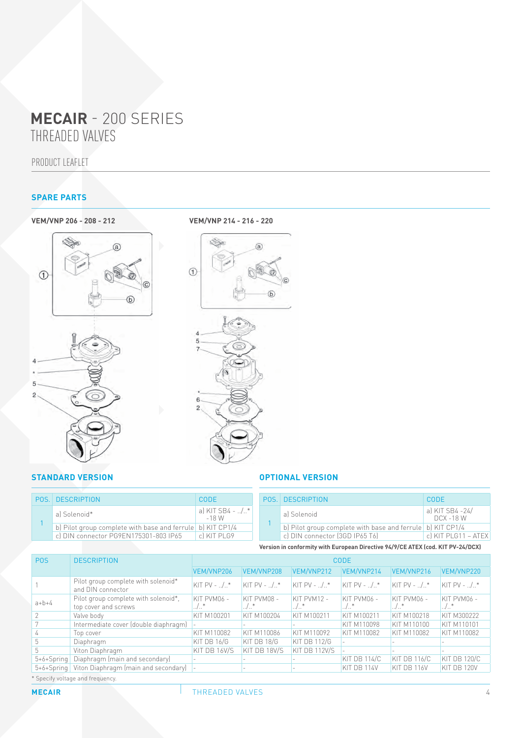# MECAIR - 200 SERIES
THREADED VALVES

PRODUCT LEAFLET

## SPARE PARTS

**VEM/VNP 206 - 208 - 212**

**VEM/VNP 214 - 216 - 220**

### STANDARD VERSION

| POS. | DESCRIPTION | CODE |
|---|---|---|
| 1 | a) Solenoid* | a) KIT SB4 - ../..* -18 W |
| | b) Pilot group complete with base and ferrule | b) KIT CP1/4 |
| | c) DIN connector PG9EN175301-803 IP65 | c) KIT PLG9 |

### OPTIONAL VERSION

| POS. | DESCRIPTION | CODE |
|---|---|---|
| 1 | a) Solenoid | a) KIT SB4 -24/ DCX -18 W |
| | b) Pilot group complete with base and ferrule | b) KIT CP1/4 |
| | c) DIN connector (3GD IP65 T6) | c) KIT PLG11 – ATEX |

**Version in conformity with European Directive 94/9/CE ATEX (cod. KIT PV-24/DCX)**

| POS | DESCRIPTION | CODE | | | | | |
|---|---|---|---|---|---|---|---|
| | | VEM/VNP206 | VEM/VNP208 | VEM/VNP212 | VEM/VNP214 | VEM/VNP216 | VEM/VNP220 |
| 1 | Pilot group complete with solenoid* and DIN connector | KIT PV - ../..* | KIT PV - ../..* | KIT PV - ../..* | KIT PV - ../..* | KIT PV - ../..* | KIT PV - ../..* |
| a+b+4 | Pilot group complete with solenoid*, top cover and screws | KIT PVM06 - ../..* | KIT PVM08 - ../..* | KIT PVM12 - ../..* | KIT PVM06 - ../..* | KIT PVM06 - ../..* | KIT PVM06 - ../..* |
| 2 | Valve body | KIT M100201 | KIT M100204 | KIT M100211 | KIT M100211 | KIT M100218 | KIT M300222 |
| 7 | Intermediate cover (double diaphragm) | - | - | - | KIT M110098 | KIT M110100 | KIT M110101 |
| 4 | Top cover | KIT M110082 | KIT M110086 | KIT M110092 | KIT M110082 | KIT M110082 | KIT M110082 |
| 5 | Diaphragm | KIT DB 16/G | KIT DB 18/G | KIT DB 112/G | - | - | - |
| 5 | Viton Diaphragm | KIT DB 16V/S | KIT DB 18V/S | KIT DB 112V/S | - | - | - |
| 5+6+Spring | Diaphragm (main and secondary) | - | - | - | KIT DB 114/C | KIT DB 116/C | KIT DB 120/C |
| 5+6+Spring | Viton Diaphragm (main and secondary) | - | - | - | KIT DB 114V | KIT DB 116V | KIT DB 120V |

\* Specify voltage and frequency.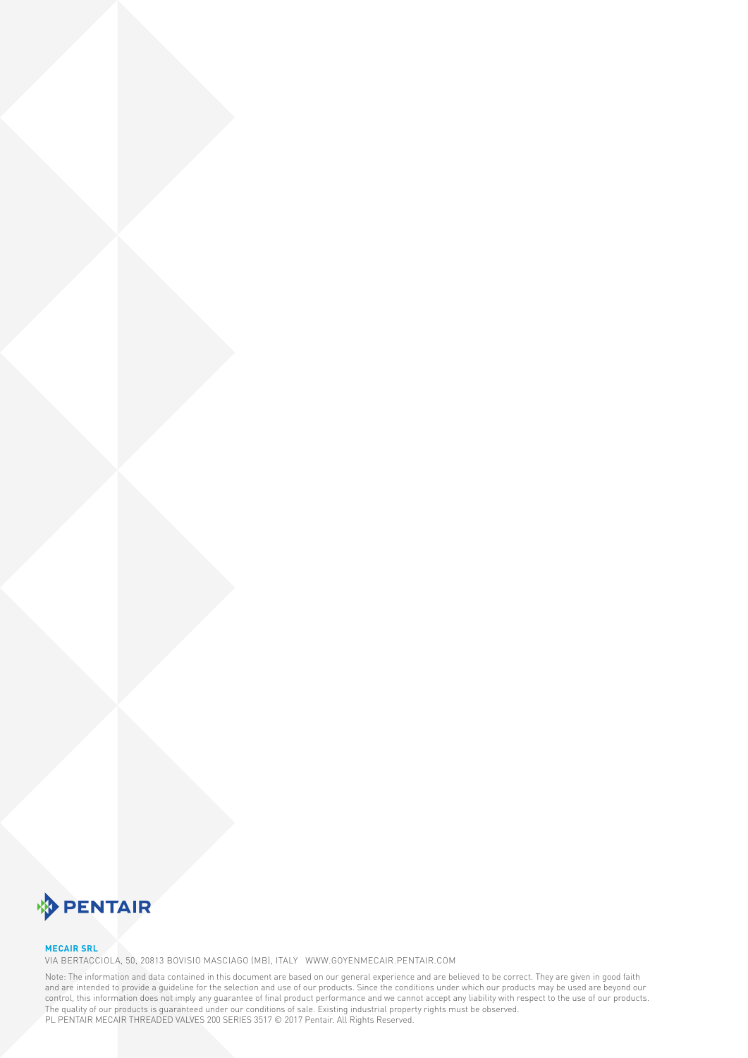PENTAIR

**MECAIR SRL**

VIA BERTACCIOLA, 50, 20813 BOVISIO MASCIAGO (MB), ITALY   WWW.GOYENMECAIR.PENTAIR.COM

Note: The information and data contained in this document are based on our general experience and are believed to be correct. They are given in good faith and are intended to provide a guideline for the selection and use of our products. Since the conditions under which our products may be used are beyond our control, this information does not imply any guarantee of final product performance and we cannot accept any liability with respect to the use of our products. The quality of our products is guaranteed under our conditions of sale. Existing industrial property rights must be observed.
PL PENTAIR MECAIR THREADED VALVES 200 SERIES 3517 © 2017 Pentair. All Rights Reserved.